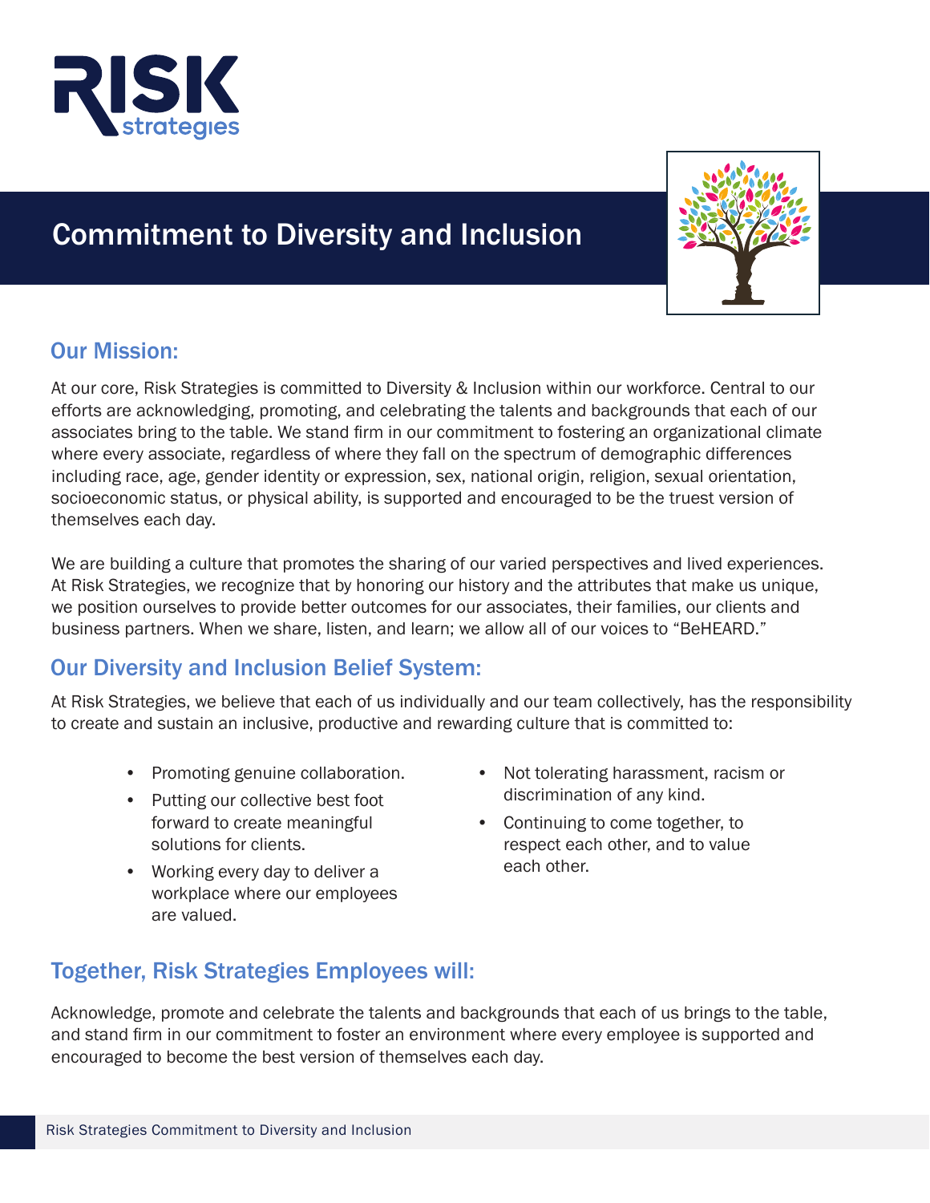# Commitment to Diversity and Inclusion

## Our Mission:

At our core, Risk Strategies is committed to Diversity & Inclusion within our workforce. Central to our efforts are acknowledging, promoting, and celebrating the talents and backgrounds that each of our associates bring to the table. We stand firm in our commitment to fostering an organizational climate where every associate, regardless of where they fall on the spectrum of demographic differences including race, age, gender identity or expression, sex, national origin, religion, sexual orientation, socioeconomic status, or physical ability, is supported and encouraged to be the truest version of themselves each day.

We are building a culture that promotes the sharing of our varied perspectives and lived experiences. At Risk Strategies, we recognize that by honoring our history and the attributes that make us unique, we position ourselves to provide better outcomes for our associates, their families, our clients and business partners. When we share, listen, and learn; we allow all of our voices to "BeHEARD."

## Our Diversity and Inclusion Belief System:

At Risk Strategies, we believe that each of us individually and our team collectively, has the responsibility to create and sustain an inclusive, productive and rewarding culture that is committed to:

- Promoting genuine collaboration.
- Putting our collective best foot forward to create meaningful solutions for clients.
- Working every day to deliver a workplace where our employees are valued.
- Not tolerating harassment, racism or discrimination of any kind.
- Continuing to come together, to respect each other, and to value each other.

## Together, Risk Strategies Employees will:

Acknowledge, promote and celebrate the talents and backgrounds that each of us brings to the table, and stand firm in our commitment to foster an environment where every employee is supported and encouraged to become the best version of themselves each day.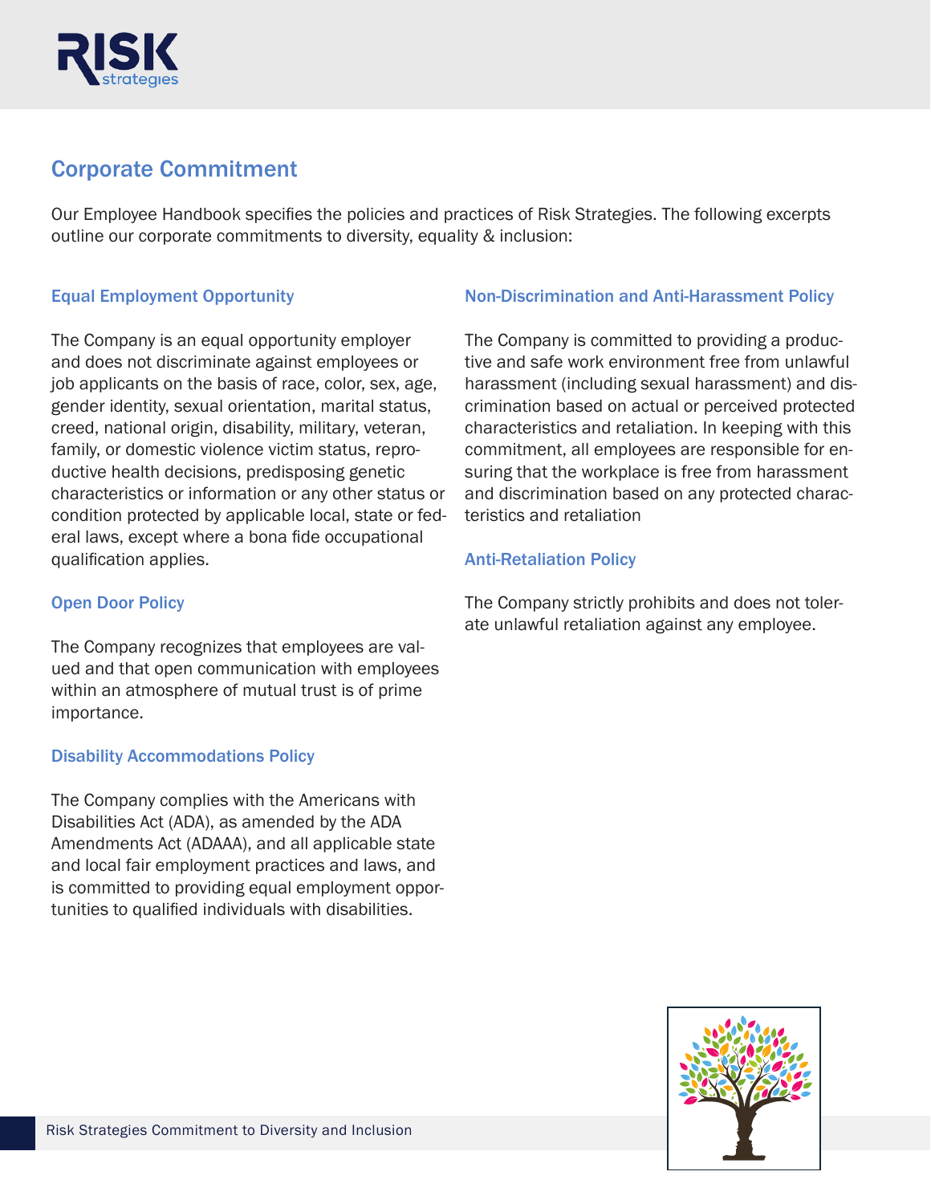## Corporate Commitment

Our Employee Handbook specifies the policies and practices of Risk Strategies. The following excerpts outline our corporate commitments to diversity, equality & inclusion:

### Equal Employment Opportunity

The Company is an equal opportunity employer and does not discriminate against employees or job applicants on the basis of race, color, sex, age, gender identity, sexual orientation, marital status, creed, national origin, disability, military, veteran, family, or domestic violence victim status, reproductive health decisions, predisposing genetic characteristics or information or any other status or condition protected by applicable local, state or federal laws, except where a bona fide occupational qualification applies.

### Open Door Policy

The Company recognizes that employees are valued and that open communication with employees within an atmosphere of mutual trust is of prime importance.

### Disability Accommodations Policy

The Company complies with the Americans with Disabilities Act (ADA), as amended by the ADA Amendments Act (ADAAA), and all applicable state and local fair employment practices and laws, and is committed to providing equal employment opportunities to qualified individuals with disabilities.

### Non-Discrimination and Anti-Harassment Policy

The Company is committed to providing a productive and safe work environment free from unlawful harassment (including sexual harassment) and discrimination based on actual or perceived protected characteristics and retaliation. In keeping with this commitment, all employees are responsible for ensuring that the workplace is free from harassment and discrimination based on any protected characteristics and retaliation

### Anti-Retaliation Policy

The Company strictly prohibits and does not tolerate unlawful retaliation against any employee.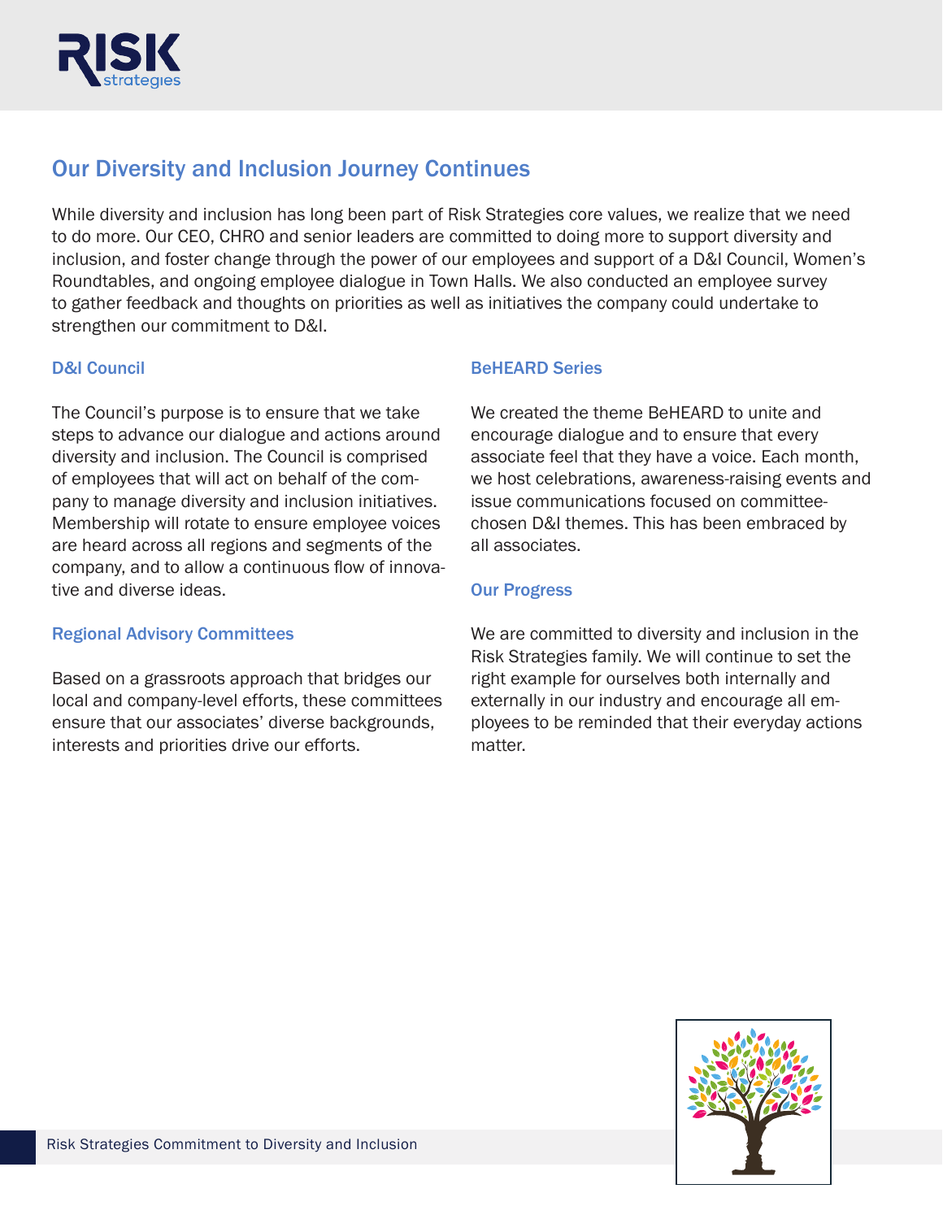## Our Diversity and Inclusion Journey Continues

While diversity and inclusion has long been part of Risk Strategies core values, we realize that we need to do more. Our CEO, CHRO and senior leaders are committed to doing more to support diversity and inclusion, and foster change through the power of our employees and support of a D&I Council, Women's Roundtables, and ongoing employee dialogue in Town Halls. We also conducted an employee survey to gather feedback and thoughts on priorities as well as initiatives the company could undertake to strengthen our commitment to D&I.

### D&I Council

The Council's purpose is to ensure that we take steps to advance our dialogue and actions around diversity and inclusion. The Council is comprised of employees that will act on behalf of the company to manage diversity and inclusion initiatives. Membership will rotate to ensure employee voices are heard across all regions and segments of the company, and to allow a continuous flow of innovative and diverse ideas.

### Regional Advisory Committees

Based on a grassroots approach that bridges our local and company-level efforts, these committees ensure that our associates' diverse backgrounds, interests and priorities drive our efforts.

### BeHEARD Series

We created the theme BeHEARD to unite and encourage dialogue and to ensure that every associate feel that they have a voice. Each month, we host celebrations, awareness-raising events and issue communications focused on committee-chosen D&I themes. This has been embraced by all associates.

### Our Progress

We are committed to diversity and inclusion in the Risk Strategies family. We will continue to set the right example for ourselves both internally and externally in our industry and encourage all employees to be reminded that their everyday actions matter.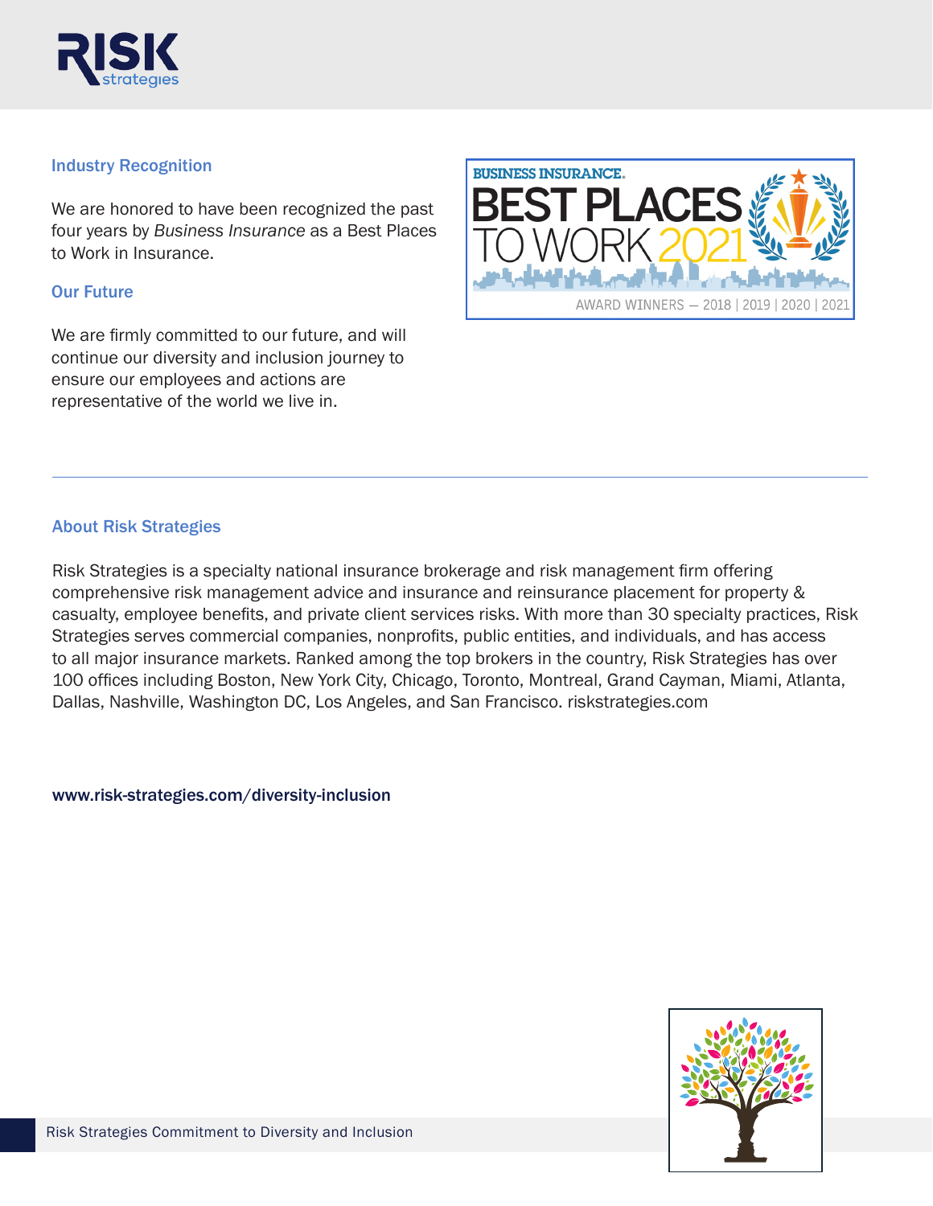## Industry Recognition

We are honored to have been recognized the past four years by *Business Insurance* as a Best Places to Work in Insurance.

## Our Future

We are firmly committed to our future, and will continue our diversity and inclusion journey to ensure our employees and actions are representative of the world we live in.

---

## About Risk Strategies

Risk Strategies is a specialty national insurance brokerage and risk management firm offering comprehensive risk management advice and insurance and reinsurance placement for property & casualty, employee benefits, and private client services risks. With more than 30 specialty practices, Risk Strategies serves commercial companies, nonprofits, public entities, and individuals, and has access to all major insurance markets. Ranked among the top brokers in the country, Risk Strategies has over 100 offices including Boston, New York City, Chicago, Toronto, Montreal, Grand Cayman, Miami, Atlanta, Dallas, Nashville, Washington DC, Los Angeles, and San Francisco. riskstrategies.com

**www.risk-strategies.com/diversity-inclusion**